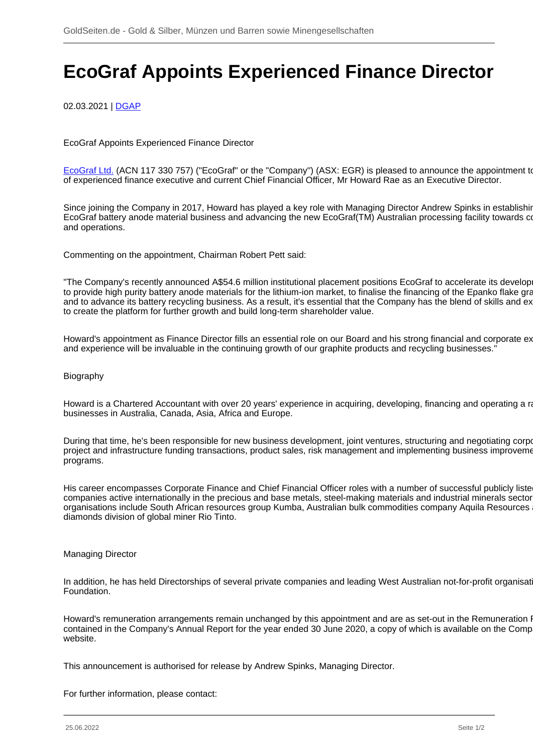# EcoGraf Appoints Experienced Finance Director

02.03.2021 | DGAP

EcoGraf Appoints Experienced Finance Director

EcoGraf Ltd. (ACN 117 330 757) ("EcoGraf" or the "Company") (ASX: EGR) is pleased to announce the appointment to of experienced finance executive and current Chief Financial Officer, Mr Howard Rae as an Executive Director.

Since joining the Company in 2017, Howard has played a key role with Managing Director Andrew Spinks in establishir EcoGraf battery anode material business and advancing the new EcoGraf(TM) Australian processing facility towards co and operations.

Commenting on the appointment, Chairman Robert Pett said:

"The Company's recently announced A$54.6 million institutional placement positions EcoGraf to accelerate its developi to provide high purity battery anode materials for the lithium-ion market, to finalise the financing of the Epanko flake gra and to advance its battery recycling business. As a result, it's essential that the Company has the blend of skills and ex to create the platform for further growth and build long-term shareholder value.

Howard's appointment as Finance Director fills an essential role on our Board and his strong financial and corporate ex and experience will be invaluable in the continuing growth of our graphite products and recycling businesses."

Biography

Howard is a Chartered Accountant with over 20 years' experience in acquiring, developing, financing and operating a ra businesses in Australia, Canada, Asia, Africa and Europe.

During that time, he's been responsible for new business development, joint ventures, structuring and negotiating corpo project and infrastructure funding transactions, product sales, risk management and implementing business improveme programs.

His career encompasses Corporate Finance and Chief Financial Officer roles with a number of successful publicly liste companies active internationally in the precious and base metals, steel-making materials and industrial minerals sector organisations include South African resources group Kumba, Australian bulk commodities company Aquila Resources a diamonds division of global miner Rio Tinto.

Managing Director

In addition, he has held Directorships of several private companies and leading West Australian not-for-profit organisati Foundation.

Howard's remuneration arrangements remain unchanged by this appointment and are as set-out in the Remuneration F contained in the Company's Annual Report for the year ended 30 June 2020, a copy of which is available on the Comp website.

This announcement is authorised for release by Andrew Spinks, Managing Director.

For further information, please contact: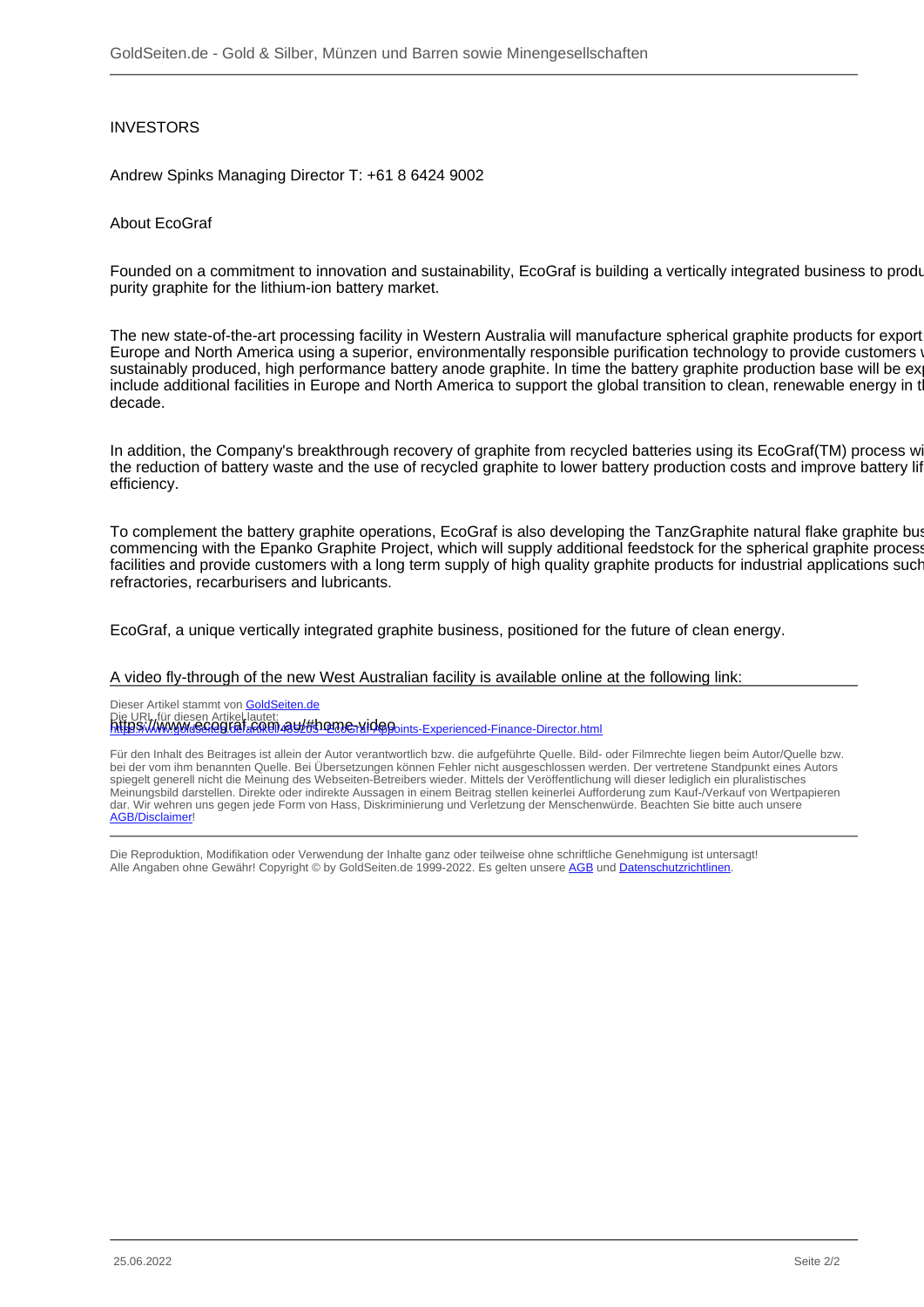INVESTORS

Andrew Spinks Managing Director T: +61 8 6424 9002

About EcoGraf

Founded on a commitment to innovation and sustainability, EcoGraf is building a vertically integrated business to produ purity graphite for the lithium-ion battery market.

The new state-of-the-art processing facility in Western Australia will manufacture spherical graphite products for export Europe and North America using a superior, environmentally responsible purification technology to provide customers v sustainably produced, high performance battery anode graphite. In time the battery graphite production base will be exp include additional facilities in Europe and North America to support the global transition to clean, renewable energy in th decade.

In addition, the Company's breakthrough recovery of graphite from recycled batteries using its EcoGraf(TM) process wi the reduction of battery waste and the use of recycled graphite to lower battery production costs and improve battery lif efficiency.

To complement the battery graphite operations, EcoGraf is also developing the TanzGraphite natural flake graphite bus commencing with the Epanko Graphite Project, which will supply additional feedstock for the spherical graphite process facilities and provide customers with a long term supply of high quality graphite products for industrial applications such refractories, recarburisers and lubricants.

EcoGraf, a unique vertically integrated graphite business, positioned for the future of clean energy.

A video fly-through of the new West Australian facility is available online at the following link:

https://www.ecograf.com.au/#home-video

Dieser Artikel stammt von [GoldSeiten.de](https://www.goldseiten.de)
Die URL für diesen Artikel lautet:
https://www.goldseiten.de/artikel/489205--EcoGraf-Appoints-Experienced-Finance-Director.html

Für den Inhalt des Beitrages ist allein der Autor verantwortlich bzw. die aufgeführte Quelle. Bild- oder Filmrechte liegen beim Autor/Quelle bzw. bei der vom ihm benannten Quelle. Bei Übersetzungen können Fehler nicht ausgeschlossen werden. Der vertretene Standpunkt eines Autors spiegelt generell nicht die Meinung des Webseiten-Betreibers wieder. Mittels der Veröffentlichung will dieser lediglich ein pluralistisches Meinungsbild darstellen. Direkte oder indirekte Aussagen in einem Beitrag stellen keinerlei Aufforderung zum Kauf-/Verkauf von Wertpapieren dar. Wir wehren uns gegen jede Form von Hass, Diskriminierung und Verletzung der Menschenwürde. Beachten Sie bitte auch unsere AGB/Disclaimer!

Die Reproduktion, Modifikation oder Verwendung der Inhalte ganz oder teilweise ohne schriftliche Genehmigung ist untersagt!
Alle Angaben ohne Gewähr! Copyright © by GoldSeiten.de 1999-2022. Es gelten unsere AGB und Datenschutzrichtlinen.